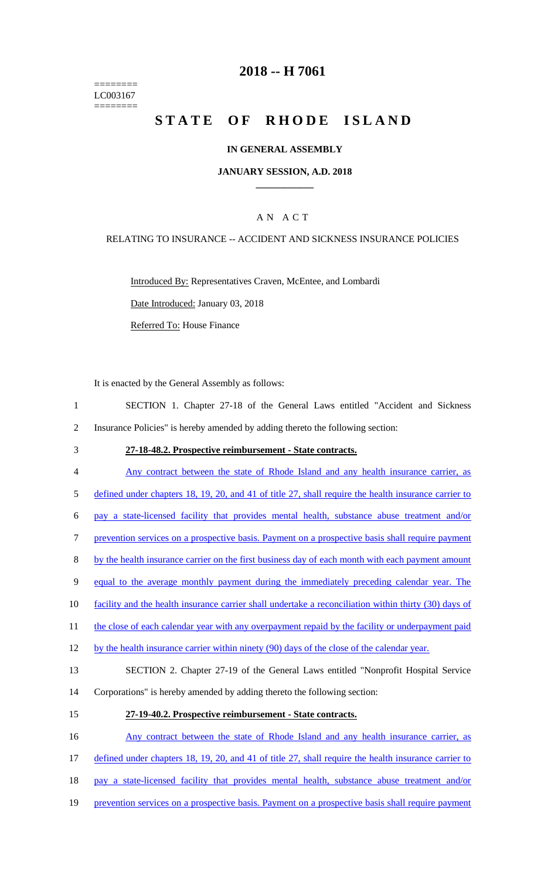========
LC003167
========

# 2018 -- H 7061

# STATE OF RHODE ISLAND

## IN GENERAL ASSEMBLY

### JANUARY SESSION, A.D. 2018

### A N A C T

RELATING TO INSURANCE -- ACCIDENT AND SICKNESS INSURANCE POLICIES

Introduced By: Representatives Craven, McEntee, and Lombardi

Date Introduced: January 03, 2018

Referred To: House Finance

It is enacted by the General Assembly as follows:

1 SECTION 1. Chapter 27-18 of the General Laws entitled "Accident and Sickness
2 Insurance Policies" is hereby amended by adding thereto the following section:

3 **27-18-48.2. Prospective reimbursement - State contracts.**

4 Any contract between the state of Rhode Island and any health insurance carrier, as
5 defined under chapters 18, 19, 20, and 41 of title 27, shall require the health insurance carrier to
6 pay a state-licensed facility that provides mental health, substance abuse treatment and/or
7 prevention services on a prospective basis. Payment on a prospective basis shall require payment
8 by the health insurance carrier on the first business day of each month with each payment amount
9 equal to the average monthly payment during the immediately preceding calendar year. The
10 facility and the health insurance carrier shall undertake a reconciliation within thirty (30) days of
11 the close of each calendar year with any overpayment repaid by the facility or underpayment paid
12 by the health insurance carrier within ninety (90) days of the close of the calendar year.

13 SECTION 2. Chapter 27-19 of the General Laws entitled "Nonprofit Hospital Service
14 Corporations" is hereby amended by adding thereto the following section:

15 **27-19-40.2. Prospective reimbursement - State contracts.**

16 Any contract between the state of Rhode Island and any health insurance carrier, as
17 defined under chapters 18, 19, 20, and 41 of title 27, shall require the health insurance carrier to
18 pay a state-licensed facility that provides mental health, substance abuse treatment and/or
19 prevention services on a prospective basis. Payment on a prospective basis shall require payment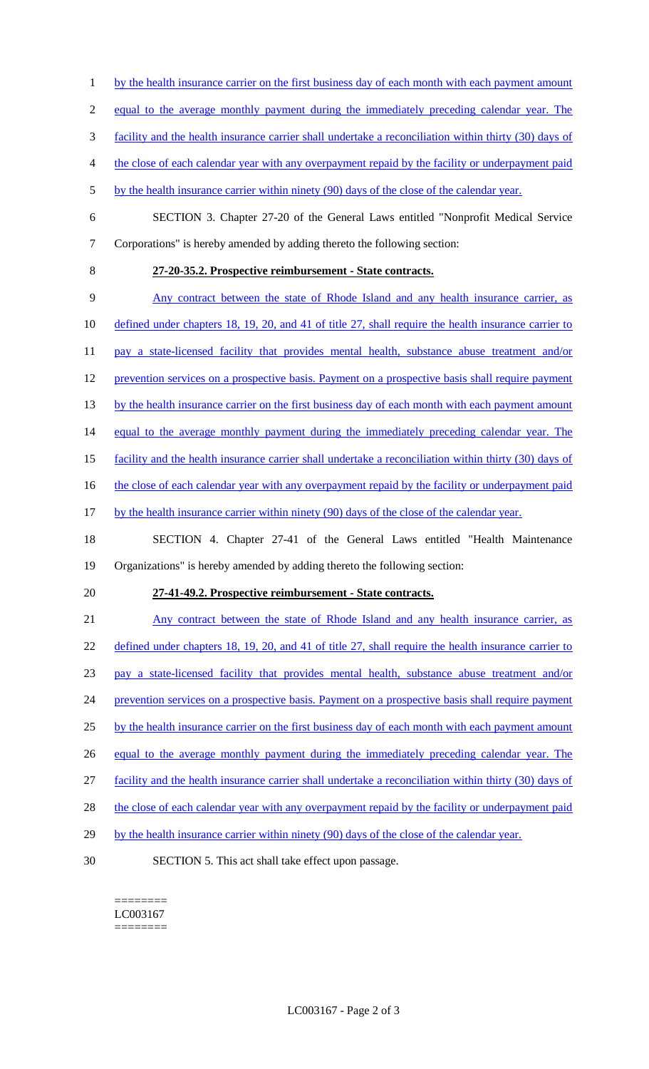by the health insurance carrier on the first business day of each month with each payment amount equal to the average monthly payment during the immediately preceding calendar year. The facility and the health insurance carrier shall undertake a reconciliation within thirty (30) days of the close of each calendar year with any overpayment repaid by the facility or underpayment paid by the health insurance carrier within ninety (90) days of the close of the calendar year.

SECTION 3. Chapter 27-20 of the General Laws entitled "Nonprofit Medical Service Corporations" is hereby amended by adding thereto the following section:

**27-20-35.2. Prospective reimbursement - State contracts.**

Any contract between the state of Rhode Island and any health insurance carrier, as defined under chapters 18, 19, 20, and 41 of title 27, shall require the health insurance carrier to pay a state-licensed facility that provides mental health, substance abuse treatment and/or prevention services on a prospective basis. Payment on a prospective basis shall require payment by the health insurance carrier on the first business day of each month with each payment amount equal to the average monthly payment during the immediately preceding calendar year. The facility and the health insurance carrier shall undertake a reconciliation within thirty (30) days of the close of each calendar year with any overpayment repaid by the facility or underpayment paid by the health insurance carrier within ninety (90) days of the close of the calendar year.

SECTION 4. Chapter 27-41 of the General Laws entitled "Health Maintenance Organizations" is hereby amended by adding thereto the following section:

**27-41-49.2. Prospective reimbursement - State contracts.**

Any contract between the state of Rhode Island and any health insurance carrier, as defined under chapters 18, 19, 20, and 41 of title 27, shall require the health insurance carrier to pay a state-licensed facility that provides mental health, substance abuse treatment and/or prevention services on a prospective basis. Payment on a prospective basis shall require payment by the health insurance carrier on the first business day of each month with each payment amount equal to the average monthly payment during the immediately preceding calendar year. The facility and the health insurance carrier shall undertake a reconciliation within thirty (30) days of the close of each calendar year with any overpayment repaid by the facility or underpayment paid by the health insurance carrier within ninety (90) days of the close of the calendar year.

SECTION 5. This act shall take effect upon passage.

========
LC003167
========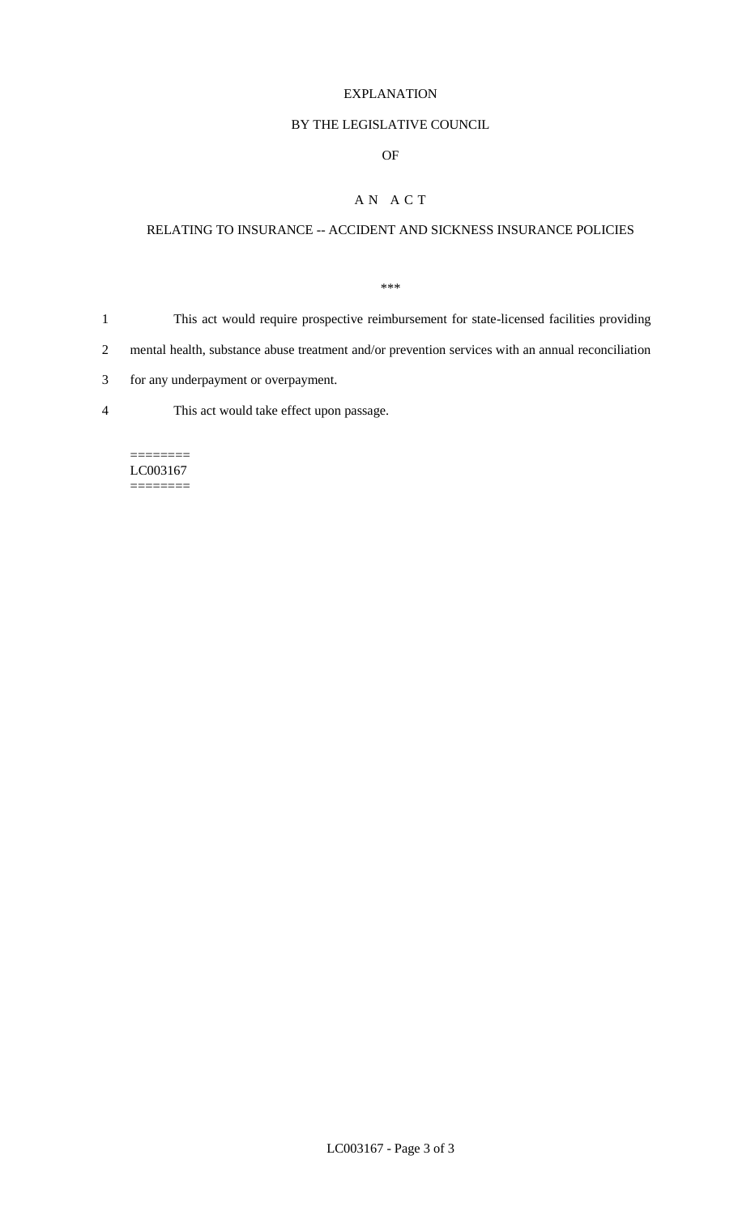EXPLANATION

BY THE LEGISLATIVE COUNCIL

OF

A N A C T

RELATING TO INSURANCE -- ACCIDENT AND SICKNESS INSURANCE POLICIES

\*\*\*

1 This act would require prospective reimbursement for state-licensed facilities providing
2 mental health, substance abuse treatment and/or prevention services with an annual reconciliation
3 for any underpayment or overpayment.

4 This act would take effect upon passage.

========
LC003167
========